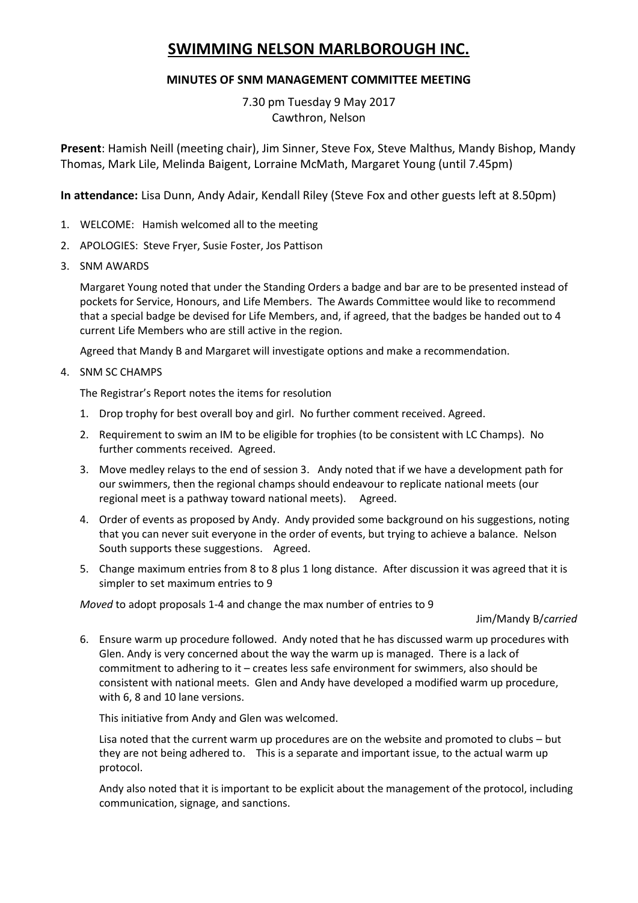# SWIMMING NELSON MARLBOROUGH INC.

## MINUTES OF SNM MANAGEMENT COMMITTEE MEETING

7.30 pm Tuesday 9 May 2017
Cawthron, Nelson

**Present**: Hamish Neill (meeting chair), Jim Sinner, Steve Fox, Steve Malthus, Mandy Bishop, Mandy Thomas, Mark Lile, Melinda Baigent, Lorraine McMath, Margaret Young (until 7.45pm)

**In attendance:** Lisa Dunn, Andy Adair, Kendall Riley (Steve Fox and other guests left at 8.50pm)

1. WELCOME: Hamish welcomed all to the meeting
2. APOLOGIES: Steve Fryer, Susie Foster, Jos Pattison
3. SNM AWARDS

   Margaret Young noted that under the Standing Orders a badge and bar are to be presented instead of pockets for Service, Honours, and Life Members. The Awards Committee would like to recommend that a special badge be devised for Life Members, and, if agreed, that the badges be handed out to 4 current Life Members who are still active in the region.

   Agreed that Mandy B and Margaret will investigate options and make a recommendation.

4. SNM SC CHAMPS

   The Registrar's Report notes the items for resolution

   1. Drop trophy for best overall boy and girl. No further comment received. Agreed.
   2. Requirement to swim an IM to be eligible for trophies (to be consistent with LC Champs). No further comments received. Agreed.
   3. Move medley relays to the end of session 3. Andy noted that if we have a development path for our swimmers, then the regional champs should endeavour to replicate national meets (our regional meet is a pathway toward national meets). Agreed.
   4. Order of events as proposed by Andy. Andy provided some background on his suggestions, noting that you can never suit everyone in the order of events, but trying to achieve a balance. Nelson South supports these suggestions. Agreed.
   5. Change maximum entries from 8 to 8 plus 1 long distance. After discussion it was agreed that it is simpler to set maximum entries to 9

   *Moved* to adopt proposals 1-4 and change the max number of entries to 9

   Jim/Mandy B/*carried*

   6. Ensure warm up procedure followed. Andy noted that he has discussed warm up procedures with Glen. Andy is very concerned about the way the warm up is managed. There is a lack of commitment to adhering to it – creates less safe environment for swimmers, also should be consistent with national meets. Glen and Andy have developed a modified warm up procedure, with 6, 8 and 10 lane versions.

      This initiative from Andy and Glen was welcomed.

      Lisa noted that the current warm up procedures are on the website and promoted to clubs – but they are not being adhered to. This is a separate and important issue, to the actual warm up protocol.

      Andy also noted that it is important to be explicit about the management of the protocol, including communication, signage, and sanctions.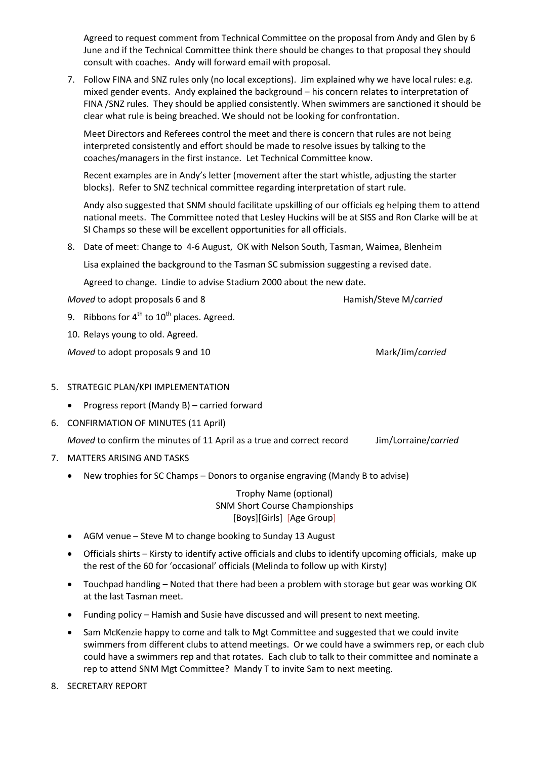Agreed to request comment from Technical Committee on the proposal from Andy and Glen by 6 June and if the Technical Committee think there should be changes to that proposal they should consult with coaches. Andy will forward email with proposal.

7. Follow FINA and SNZ rules only (no local exceptions). Jim explained why we have local rules: e.g. mixed gender events. Andy explained the background – his concern relates to interpretation of FINA /SNZ rules. They should be applied consistently. When swimmers are sanctioned it should be clear what rule is being breached. We should not be looking for confrontation.

   Meet Directors and Referees control the meet and there is concern that rules are not being interpreted consistently and effort should be made to resolve issues by talking to the coaches/managers in the first instance. Let Technical Committee know.

   Recent examples are in Andy's letter (movement after the start whistle, adjusting the starter blocks). Refer to SNZ technical committee regarding interpretation of start rule.

   Andy also suggested that SNM should facilitate upskilling of our officials eg helping them to attend national meets. The Committee noted that Lesley Huckins will be at SISS and Ron Clarke will be at SI Champs so these will be excellent opportunities for all officials.

8. Date of meet: Change to 4-6 August, OK with Nelson South, Tasman, Waimea, Blenheim

   Lisa explained the background to the Tasman SC submission suggesting a revised date.

   Agreed to change. Lindie to advise Stadium 2000 about the new date.

*Moved* to adopt proposals 6 and 8 — Hamish/Steve M/*carried*

9. Ribbons for 4th to 10th places. Agreed.
10. Relays young to old. Agreed.

*Moved* to adopt proposals 9 and 10 — Mark/Jim/*carried*

5. STRATEGIC PLAN/KPI IMPLEMENTATION
   - Progress report (Mandy B) – carried forward
6. CONFIRMATION OF MINUTES (11 April)

   *Moved* to confirm the minutes of 11 April as a true and correct record — Jim/Lorraine/*carried*

7. MATTERS ARISING AND TASKS
   - New trophies for SC Champs – Donors to organise engraving (Mandy B to advise)

     Trophy Name (optional)
     SNM Short Course Championships
     [Boys][Girls] [Age Group]

   - AGM venue – Steve M to change booking to Sunday 13 August
   - Officials shirts – Kirsty to identify active officials and clubs to identify upcoming officials, make up the rest of the 60 for 'occasional' officials (Melinda to follow up with Kirsty)
   - Touchpad handling – Noted that there had been a problem with storage but gear was working OK at the last Tasman meet.
   - Funding policy – Hamish and Susie have discussed and will present to next meeting.
   - Sam McKenzie happy to come and talk to Mgt Committee and suggested that we could invite swimmers from different clubs to attend meetings. Or we could have a swimmers rep, or each club could have a swimmers rep and that rotates. Each club to talk to their committee and nominate a rep to attend SNM Mgt Committee? Mandy T to invite Sam to next meeting.
8. SECRETARY REPORT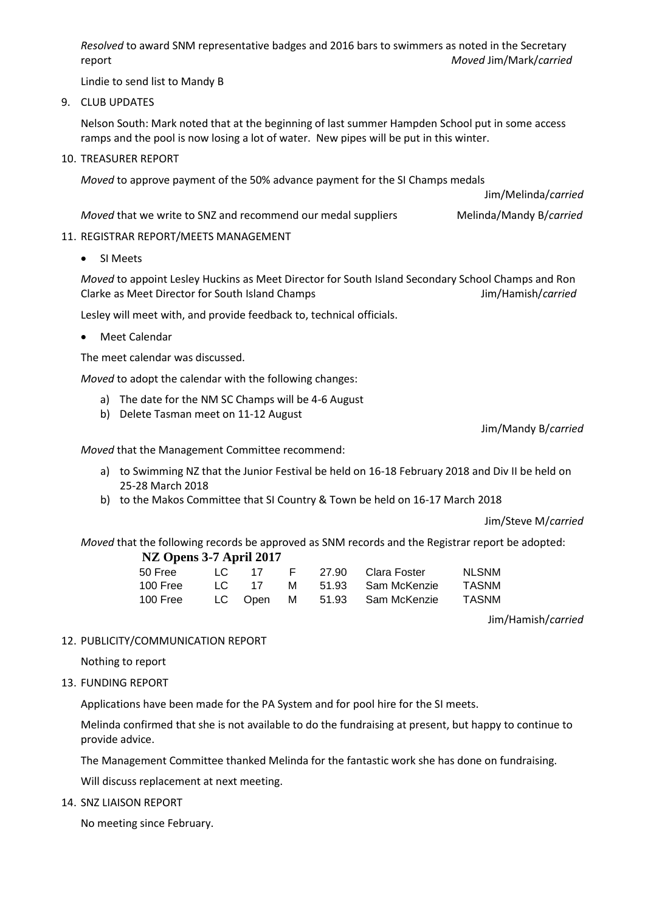*Resolved* to award SNM representative badges and 2016 bars to swimmers as noted in the Secretary report *Moved* Jim/Mark/*carried*

Lindie to send list to Mandy B

9. CLUB UPDATES

Nelson South: Mark noted that at the beginning of last summer Hampden School put in some access ramps and the pool is now losing a lot of water. New pipes will be put in this winter.

10. TREASURER REPORT

*Moved* to approve payment of the 50% advance payment for the SI Champs medals

Jim/Melinda/*carried*

*Moved* that we write to SNZ and recommend our medal suppliers Melinda/Mandy B/*carried*

11. REGISTRAR REPORT/MEETS MANAGEMENT

- SI Meets

*Moved* to appoint Lesley Huckins as Meet Director for South Island Secondary School Champs and Ron Clarke as Meet Director for South Island Champs Jim/Hamish/*carried*

Lesley will meet with, and provide feedback to, technical officials.

- Meet Calendar

The meet calendar was discussed.

*Moved* to adopt the calendar with the following changes:

a) The date for the NM SC Champs will be 4-6 August
b) Delete Tasman meet on 11-12 August

Jim/Mandy B/*carried*

*Moved* that the Management Committee recommend:

a) to Swimming NZ that the Junior Festival be held on 16-18 February 2018 and Div II be held on 25-28 March 2018
b) to the Makos Committee that SI Country & Town be held on 16-17 March 2018

Jim/Steve M/*carried*

*Moved* that the following records be approved as SNM records and the Registrar report be adopted:

**NZ Opens 3-7 April 2017**

| | | | | | | |
|---|---|---|---|---|---|---|
| 50 Free | LC | 17 | F | 27.90 | Clara Foster | NLSNM |
| 100 Free | LC | 17 | M | 51.93 | Sam McKenzie | TASNM |
| 100 Free | LC | Open | M | 51.93 | Sam McKenzie | TASNM |

Jim/Hamish/*carried*

12. PUBLICITY/COMMUNICATION REPORT

Nothing to report

13. FUNDING REPORT

Applications have been made for the PA System and for pool hire for the SI meets.

Melinda confirmed that she is not available to do the fundraising at present, but happy to continue to provide advice.

The Management Committee thanked Melinda for the fantastic work she has done on fundraising.

Will discuss replacement at next meeting.

14. SNZ LIAISON REPORT

No meeting since February.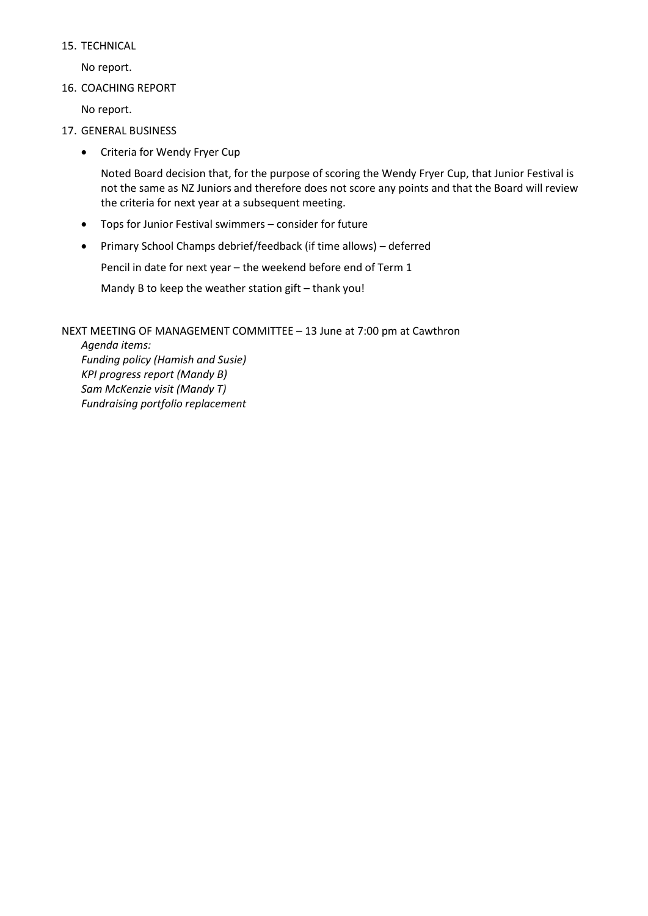15. TECHNICAL

    No report.

16. COACHING REPORT

    No report.

17. GENERAL BUSINESS

    - Criteria for Wendy Fryer Cup

      Noted Board decision that, for the purpose of scoring the Wendy Fryer Cup, that Junior Festival is not the same as NZ Juniors and therefore does not score any points and that the Board will review the criteria for next year at a subsequent meeting.

    - Tops for Junior Festival swimmers – consider for future
    - Primary School Champs debrief/feedback (if time allows) – deferred

      Pencil in date for next year – the weekend before end of Term 1

      Mandy B to keep the weather station gift – thank you!

NEXT MEETING OF MANAGEMENT COMMITTEE – 13 June at 7:00 pm at Cawthron

*Agenda items:*
*Funding policy (Hamish and Susie)*
*KPI progress report (Mandy B)*
*Sam McKenzie visit (Mandy T)*
*Fundraising portfolio replacement*